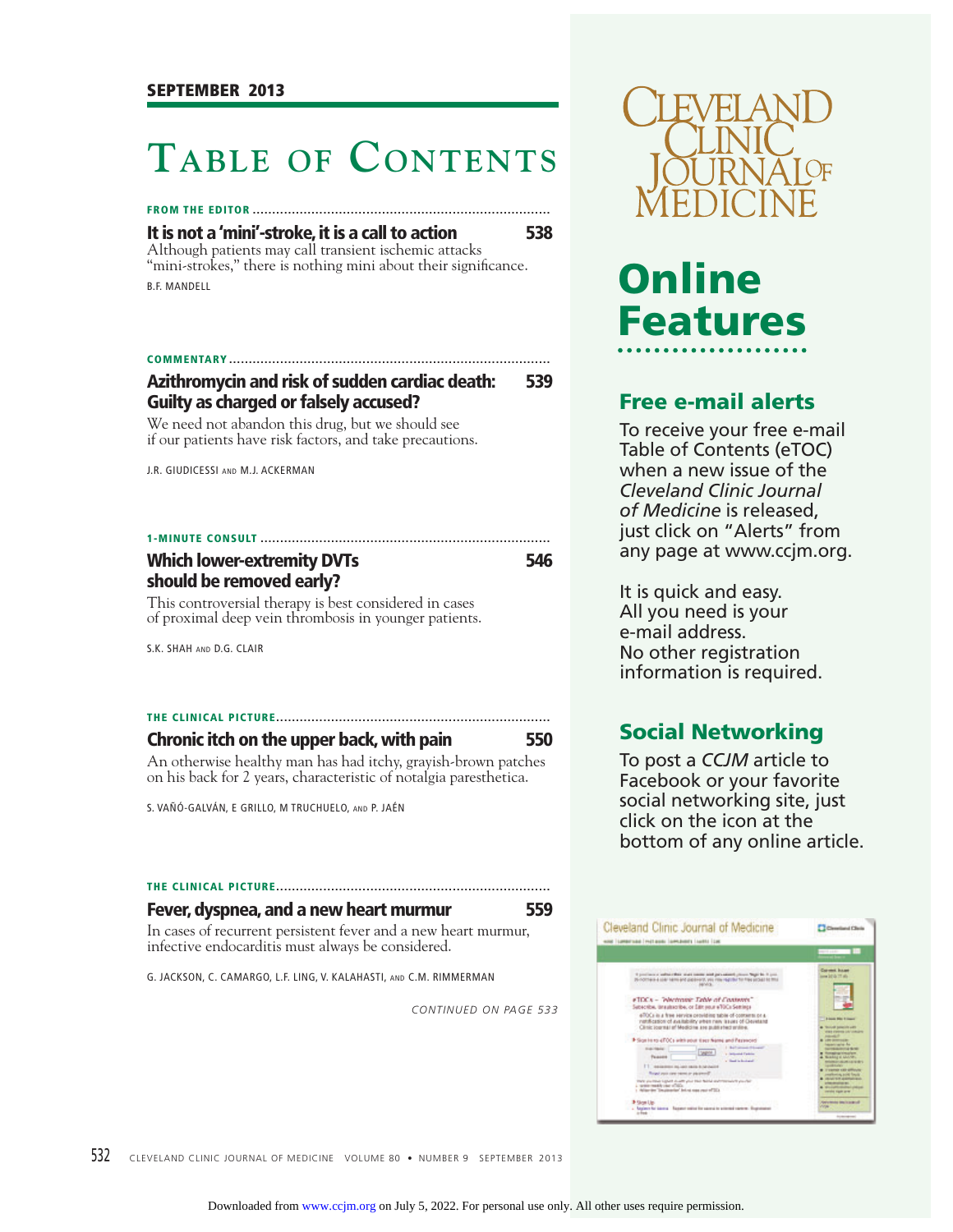SEPTEMBER 2013

# Table of Contents

**FROM THE EDITOR**

## It is not a 'mini'-stroke, it is a call to action — 538

Although patients may call transient ischemic attacks "mini-strokes," there is nothing mini about their significance.

B.F. MANDELL

**COMMENTARY**

## Azithromycin and risk of sudden cardiac death: Guilty as charged or falsely accused? — 539

We need not abandon this drug, but we should see if our patients have risk factors, and take precautions.

J.R. GIUDICESSI AND M.J. ACKERMAN

**1-MINUTE CONSULT**

## Which lower-extremity DVTs should be removed early? — 546

This controversial therapy is best considered in cases of proximal deep vein thrombosis in younger patients.

S.K. SHAH AND D.G. CLAIR

**THE CLINICAL PICTURE**

## Chronic itch on the upper back, with pain — 550

An otherwise healthy man has had itchy, grayish-brown patches on his back for 2 years, characteristic of notalgia paresthetica.

S. VAÑÓ-GALVÁN, E GRILLO, M TRUCHUELO, AND P. JAÉN

**THE CLINICAL PICTURE**

## Fever, dyspnea, and a new heart murmur — 559

In cases of recurrent persistent fever and a new heart murmur, infective endocarditis must always be considered.

G. JACKSON, C. CAMARGO, L.F. LING, V. KALAHASTI, AND C.M. RIMMERMAN

*CONTINUED ON PAGE 533*

Cleveland Clinic Journal of Medicine

# Online Features

## Free e-mail alerts

To receive your free e-mail Table of Contents (eTOC) when a new issue of the *Cleveland Clinic Journal of Medicine* is released, just click on "Alerts" from any page at www.ccjm.org.

It is quick and easy.
All you need is your e-mail address.
No other registration information is required.

## Social Networking

To post a *CCJM* article to Facebook or your favorite social networking site, just click on the icon at the bottom of any online article.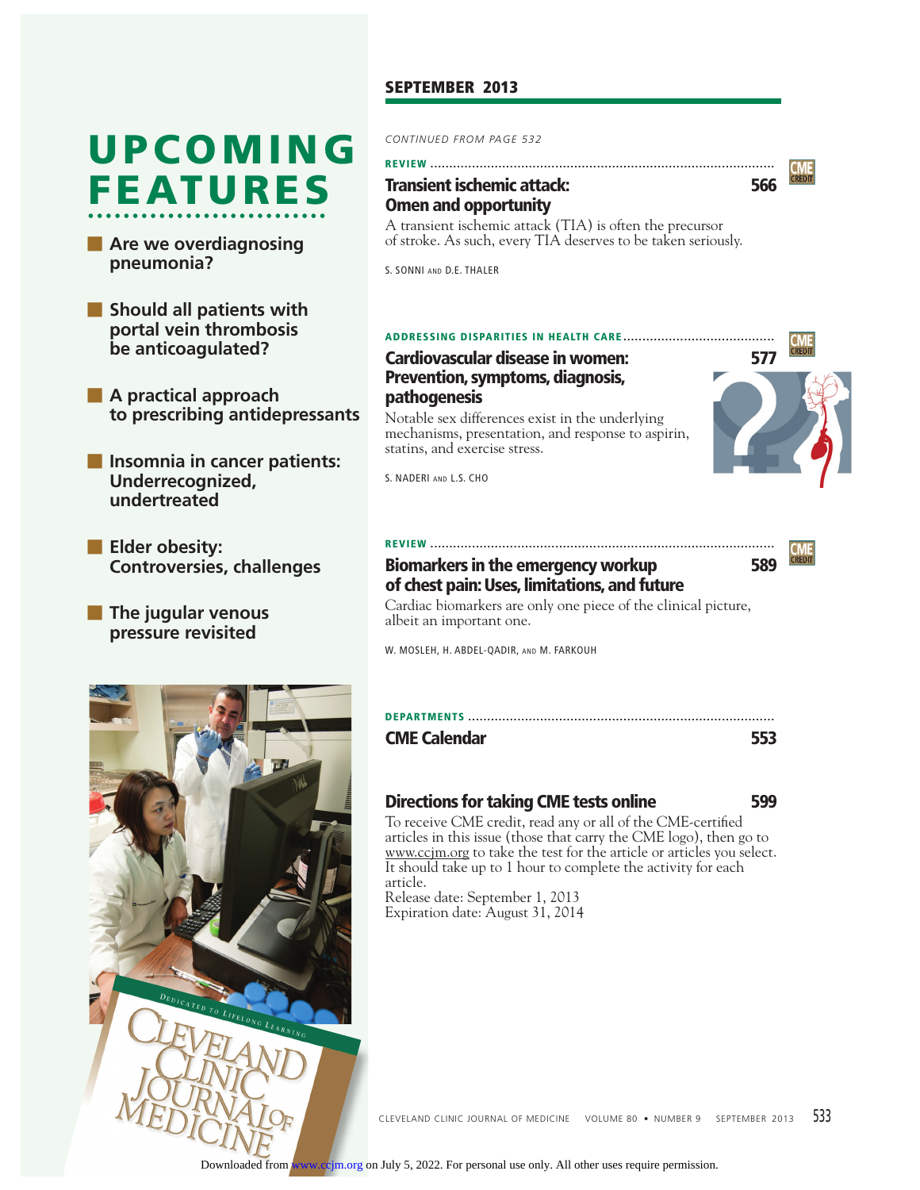# UPCOMING FEATURES

- Are we overdiagnosing pneumonia?
- Should all patients with portal vein thrombosis be anticoagulated?
- A practical approach to prescribing antidepressants
- Insomnia in cancer patients: Underrecognized, undertreated
- Elder obesity: Controversies, challenges
- The jugular venous pressure revisited

## SEPTEMBER 2013

*CONTINUED FROM PAGE 532*

**REVIEW**

### Transient ischemic attack: Omen and opportunity — 566

CME CREDIT

A transient ischemic attack (TIA) is often the precursor of stroke. As such, every TIA deserves to be taken seriously.

S. SONNI AND D.E. THALER

**ADDRESSING DISPARITIES IN HEALTH CARE**

### Cardiovascular disease in women: Prevention, symptoms, diagnosis, pathogenesis — 577

CME CREDIT

Notable sex differences exist in the underlying mechanisms, presentation, and response to aspirin, statins, and exercise stress.

S. NADERI AND L.S. CHO

**REVIEW**

### Biomarkers in the emergency workup of chest pain: Uses, limitations, and future — 589

CME CREDIT

Cardiac biomarkers are only one piece of the clinical picture, albeit an important one.

W. MOSLEH, H. ABDEL-QADIR, AND M. FARKOUH

**DEPARTMENTS**

### CME Calendar — 553

### Directions for taking CME tests online — 599

To receive CME credit, read any or all of the CME-certified articles in this issue (those that carry the CME logo), then go to www.ccjm.org to take the test for the article or articles you select. It should take up to 1 hour to complete the activity for each article.
Release date: September 1, 2013
Expiration date: August 31, 2014

DEDICATED TO LIFELONG LEARNING

CLEVELAND CLINIC JOURNAL OF MEDICINE